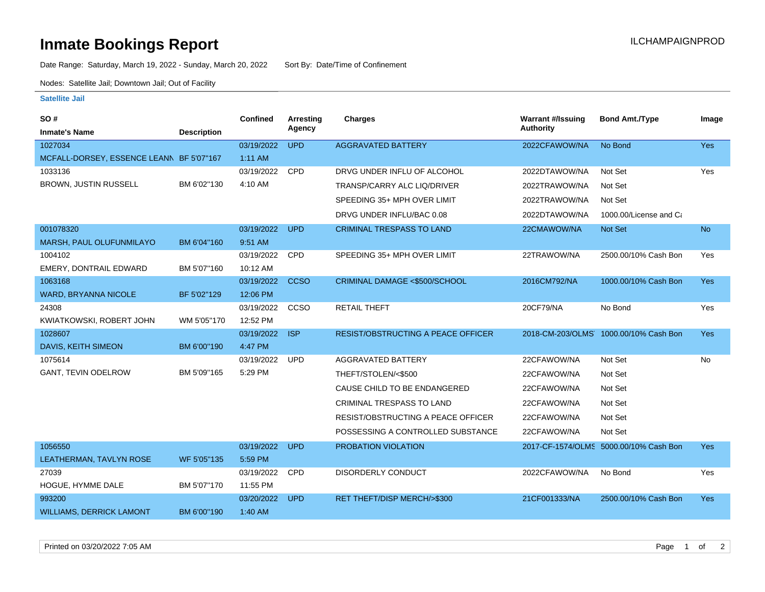# Inmate Bookings Report

ILCHAMPAIGNPROD

Date Range: Saturday, March 19, 2022 - Sunday, March 20, 2022 Sort By: Date/Time of Confinement

Nodes: Satellite Jail; Downtown Jail; Out of Facility

## Satellite Jail

| SO # / Inmate's Name | Description | Confined | Arresting Agency | Charges | Warrant #/Issuing Authority | Bond Amt./Type | Image |
|---|---|---|---|---|---|---|---|
| 1027034 MCFALL-DORSEY, ESSENCE LEANN | BF 5'07"167 | 03/19/2022 1:11 AM | UPD | AGGRAVATED BATTERY | 2022CFAWOW/NA | No Bond | Yes |
| 1033136 BROWN, JUSTIN RUSSELL | BM 6'02"130 | 03/19/2022 4:10 AM | CPD | DRVG UNDER INFLU OF ALCOHOL | 2022DTAWOW/NA | Not Set | Yes |
| | | | | TRANSP/CARRY ALC LIQ/DRIVER | 2022TRAWOW/NA | Not Set | |
| | | | | SPEEDING 35+ MPH OVER LIMIT | 2022TRAWOW/NA | Not Set | |
| | | | | DRVG UNDER INFLU/BAC 0.08 | 2022DTAWOW/NA | 1000.00/License and Ca | |
| 001078320 MARSH, PAUL OLUFUNMILAYO | BM 6'04"160 | 03/19/2022 9:51 AM | UPD | CRIMINAL TRESPASS TO LAND | 22CMAWOW/NA | Not Set | No |
| 1004102 EMERY, DONTRAIL EDWARD | BM 5'07"160 | 03/19/2022 10:12 AM | CPD | SPEEDING 35+ MPH OVER LIMIT | 22TRAWOW/NA | 2500.00/10% Cash Bon | Yes |
| 1063168 WARD, BRYANNA NICOLE | BF 5'02"129 | 03/19/2022 12:06 PM | CCSO | CRIMINAL DAMAGE <$500/SCHOOL | 2016CM792/NA | 1000.00/10% Cash Bon | Yes |
| 24308 KWIATKOWSKI, ROBERT JOHN | WM 5'05"170 | 03/19/2022 12:52 PM | CCSO | RETAIL THEFT | 20CF79/NA | No Bond | Yes |
| 1028607 DAVIS, KEITH SIMEON | BM 6'00"190 | 03/19/2022 4:47 PM | ISP | RESIST/OBSTRUCTING A PEACE OFFICER | 2018-CM-203/OLMS | 1000.00/10% Cash Bon | Yes |
| 1075614 GANT, TEVIN ODELROW | BM 5'09"165 | 03/19/2022 5:29 PM | UPD | AGGRAVATED BATTERY | 22CFAWOW/NA | Not Set | No |
| | | | | THEFT/STOLEN/<$500 | 22CFAWOW/NA | Not Set | |
| | | | | CAUSE CHILD TO BE ENDANGERED | 22CFAWOW/NA | Not Set | |
| | | | | CRIMINAL TRESPASS TO LAND | 22CFAWOW/NA | Not Set | |
| | | | | RESIST/OBSTRUCTING A PEACE OFFICER | 22CFAWOW/NA | Not Set | |
| | | | | POSSESSING A CONTROLLED SUBSTANCE | 22CFAWOW/NA | Not Set | |
| 1056550 LEATHERMAN, TAVLYN ROSE | WF 5'05"135 | 03/19/2022 5:59 PM | UPD | PROBATION VIOLATION | 2017-CF-1574/OLMS | 5000.00/10% Cash Bon | Yes |
| 27039 HOGUE, HYMME DALE | BM 5'07"170 | 03/19/2022 11:55 PM | CPD | DISORDERLY CONDUCT | 2022CFAWOW/NA | No Bond | Yes |
| 993200 WILLIAMS, DERRICK LAMONT | BM 6'00"190 | 03/20/2022 1:40 AM | UPD | RET THEFT/DISP MERCH/>$300 | 21CF001333/NA | 2500.00/10% Cash Bon | Yes |

Printed on 03/20/2022 7:05 AM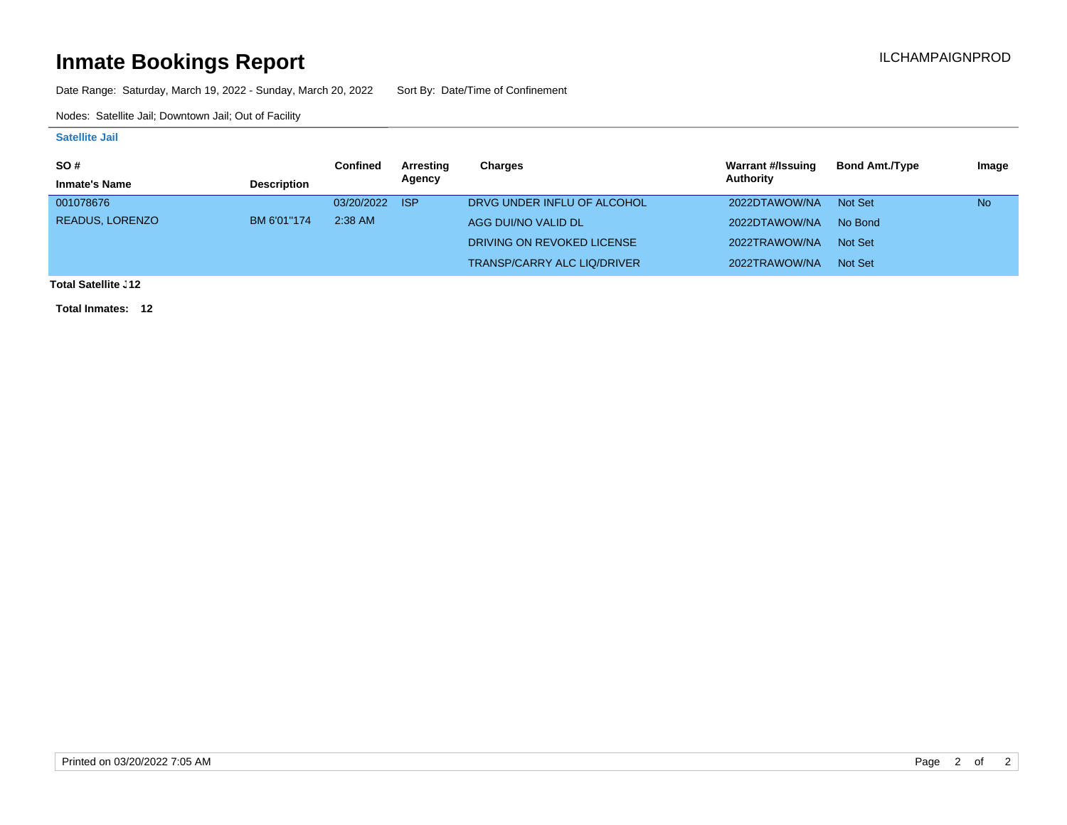# Inmate Bookings Report

ILCHAMPAIGNPROD

Date Range: Saturday, March 19, 2022 - Sunday, March 20, 2022 Sort By: Date/Time of Confinement

Nodes: Satellite Jail; Downtown Jail; Out of Facility

### Satellite Jail

| SO # / Inmate's Name | Description | Confined | Arresting Agency | Charges | Warrant #/Issuing Authority | Bond Amt./Type | Image |
|---|---|---|---|---|---|---|---|
| 001078676 READUS, LORENZO | BM 6'01''174 | 03/20/2022 2:38 AM | ISP | DRVG UNDER INFLU OF ALCOHOL | 2022DTAWOW/NA | Not Set | No |
| | | | | AGG DUI/NO VALID DL | 2022DTAWOW/NA | No Bond | |
| | | | | DRIVING ON REVOKED LICENSE | 2022TRAWOW/NA | Not Set | |
| | | | | TRANSP/CARRY ALC LIQ/DRIVER | 2022TRAWOW/NA | Not Set | |

**Total Satellite J 12**

**Total Inmates: 12**

Printed on 03/20/2022 7:05 AM